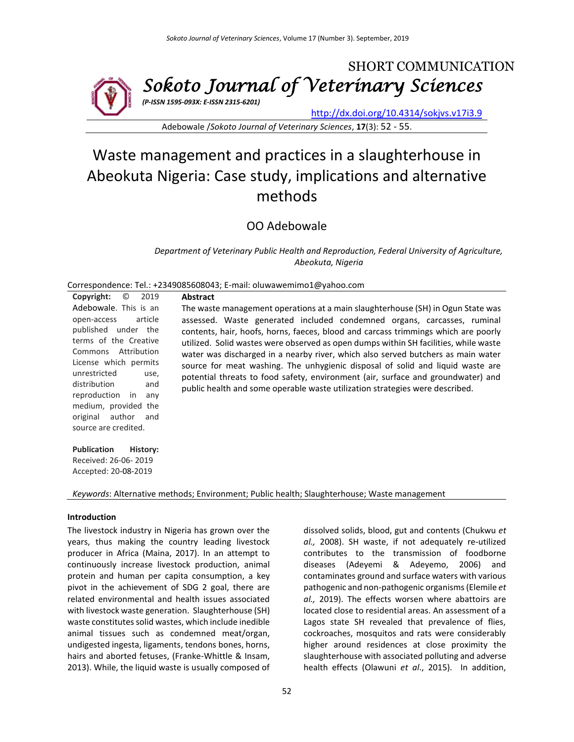SHORT COMMUNICATION

# Sokoto Journal of Veterinary Sciences

*(P-ISSN 1595-093X: E-ISSN 2315-6201)*

http://dx.doi.org/10.4314/sokjvs.v17i3.9

Adebowale /*Sokoto Journal of Veterinary Sciences*, **17**(3): 52 - 55.

# Waste management and practices in a slaughterhouse in Abeokuta Nigeria: Case study, implications and alternative methods

OO Adebowale

*Department of Veterinary Public Health and Reproduction, Federal University of Agriculture, Abeokuta, Nigeria*

Correspondence: Tel.: +2349085608043; E-mail: oluwawemimo1@yahoo.com

**Copyright:** © 2019 Adebowale. This is an open-access article published under the terms of the Creative Commons Attribution License which permits unrestricted use, distribution and reproduction in any medium, provided the original author and source are credited.

**Publication History:**
Received: 26-06- 2019
Accepted: 20-08-2019

**Abstract**

The waste management operations at a main slaughterhouse (SH) in Ogun State was assessed. Waste generated included condemned organs, carcasses, ruminal contents, hair, hoofs, horns, faeces, blood and carcass trimmings which are poorly utilized. Solid wastes were observed as open dumps within SH facilities, while waste water was discharged in a nearby river, which also served butchers as main water source for meat washing. The unhygienic disposal of solid and liquid waste are potential threats to food safety, environment (air, surface and groundwater) and public health and some operable waste utilization strategies were described.

*Keywords*: Alternative methods; Environment; Public health; Slaughterhouse; Waste management

## Introduction

The livestock industry in Nigeria has grown over the years, thus making the country leading livestock producer in Africa (Maina, 2017). In an attempt to continuously increase livestock production, animal protein and human per capita consumption, a key pivot in the achievement of SDG 2 goal, there are related environmental and health issues associated with livestock waste generation. Slaughterhouse (SH) waste constitutes solid wastes, which include inedible animal tissues such as condemned meat/organ, undigested ingesta, ligaments, tendons bones, horns, hairs and aborted fetuses, (Franke-Whittle & Insam, 2013). While, the liquid waste is usually composed of dissolved solids, blood, gut and contents (Chukwu *et al.,* 2008). SH waste, if not adequately re-utilized contributes to the transmission of foodborne diseases (Adeyemi & Adeyemo, 2006) and contaminates ground and surface waters with various pathogenic and non-pathogenic organisms (Elemile *et al.,* 2019). The effects worsen where abattoirs are located close to residential areas. An assessment of a Lagos state SH revealed that prevalence of flies, cockroaches, mosquitos and rats were considerably higher around residences at close proximity the slaughterhouse with associated polluting and adverse health effects (Olawuni *et al*., 2015). In addition,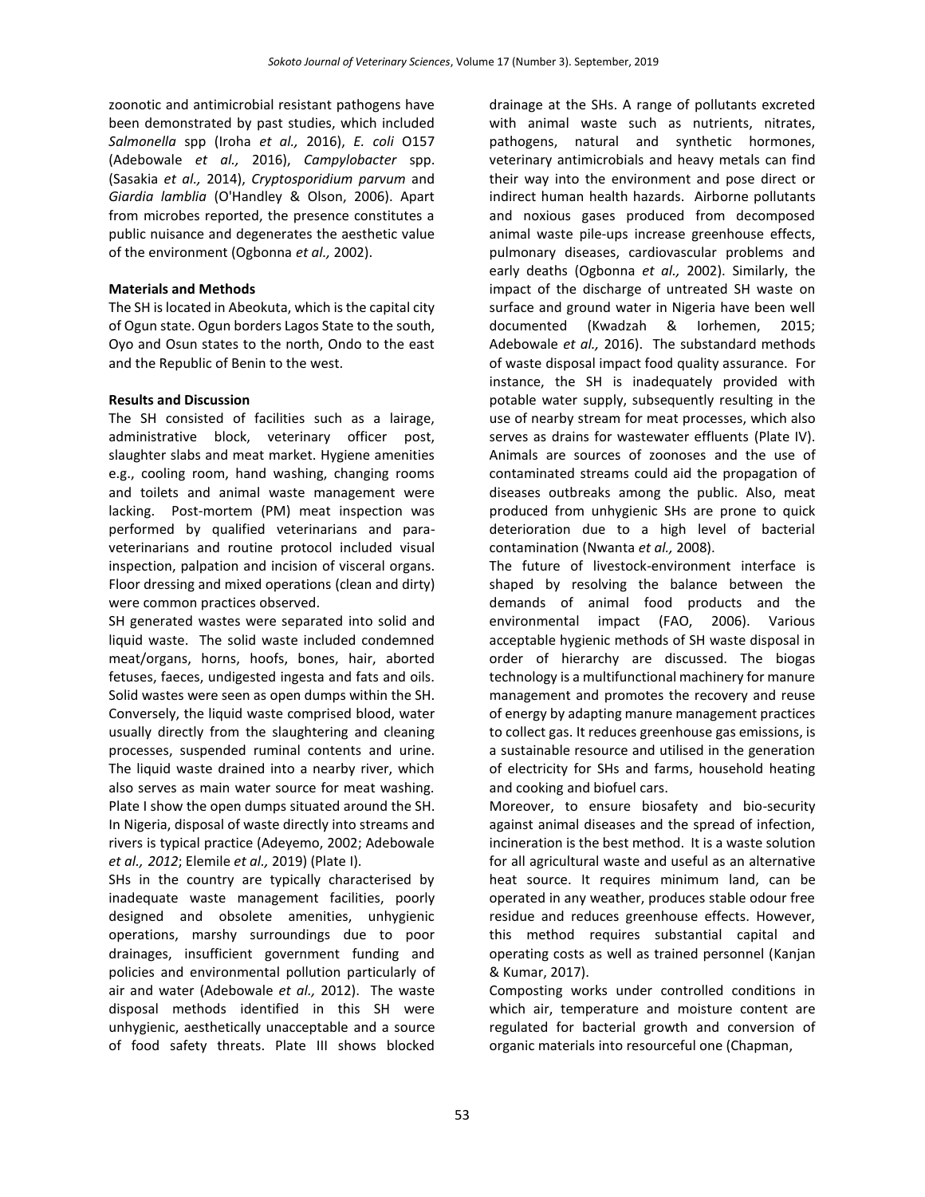zoonotic and antimicrobial resistant pathogens have been demonstrated by past studies, which included *Salmonella* spp (Iroha *et al.,* 2016), *E. coli* O157 (Adebowale *et al.,* 2016), *Campylobacter* spp. (Sasakia *et al.,* 2014), *Cryptosporidium parvum* and *Giardia lamblia* (O'Handley & Olson, 2006). Apart from microbes reported, the presence constitutes a public nuisance and degenerates the aesthetic value of the environment (Ogbonna *et al.,* 2002).

**Materials and Methods**

The SH is located in Abeokuta, which is the capital city of Ogun state. Ogun borders Lagos State to the south, Oyo and Osun states to the north, Ondo to the east and the Republic of Benin to the west.

**Results and Discussion**

The SH consisted of facilities such as a lairage, administrative block, veterinary officer post, slaughter slabs and meat market. Hygiene amenities e.g., cooling room, hand washing, changing rooms and toilets and animal waste management were lacking. Post-mortem (PM) meat inspection was performed by qualified veterinarians and para-veterinarians and routine protocol included visual inspection, palpation and incision of visceral organs. Floor dressing and mixed operations (clean and dirty) were common practices observed.

SH generated wastes were separated into solid and liquid waste. The solid waste included condemned meat/organs, horns, hoofs, bones, hair, aborted fetuses, faeces, undigested ingesta and fats and oils. Solid wastes were seen as open dumps within the SH. Conversely, the liquid waste comprised blood, water usually directly from the slaughtering and cleaning processes, suspended ruminal contents and urine. The liquid waste drained into a nearby river, which also serves as main water source for meat washing. Plate I show the open dumps situated around the SH. In Nigeria, disposal of waste directly into streams and rivers is typical practice (Adeyemo, 2002; Adebowale *et al., 2012*; Elemile *et al.,* 2019) (Plate I).

SHs in the country are typically characterised by inadequate waste management facilities, poorly designed and obsolete amenities, unhygienic operations, marshy surroundings due to poor drainages, insufficient government funding and policies and environmental pollution particularly of air and water (Adebowale *et al.,* 2012). The waste disposal methods identified in this SH were unhygienic, aesthetically unacceptable and a source of food safety threats. Plate III shows blocked drainage at the SHs. A range of pollutants excreted with animal waste such as nutrients, nitrates, pathogens, natural and synthetic hormones, veterinary antimicrobials and heavy metals can find their way into the environment and pose direct or indirect human health hazards. Airborne pollutants and noxious gases produced from decomposed animal waste pile-ups increase greenhouse effects, pulmonary diseases, cardiovascular problems and early deaths (Ogbonna *et al.,* 2002). Similarly, the impact of the discharge of untreated SH waste on surface and ground water in Nigeria have been well documented (Kwadzah & Iorhemen, 2015; Adebowale *et al.,* 2016). The substandard methods of waste disposal impact food quality assurance. For instance, the SH is inadequately provided with potable water supply, subsequently resulting in the use of nearby stream for meat processes, which also serves as drains for wastewater effluents (Plate IV). Animals are sources of zoonoses and the use of contaminated streams could aid the propagation of diseases outbreaks among the public. Also, meat produced from unhygienic SHs are prone to quick deterioration due to a high level of bacterial contamination (Nwanta *et al.,* 2008).

The future of livestock-environment interface is shaped by resolving the balance between the demands of animal food products and the environmental impact (FAO, 2006). Various acceptable hygienic methods of SH waste disposal in order of hierarchy are discussed. The biogas technology is a multifunctional machinery for manure management and promotes the recovery and reuse of energy by adapting manure management practices to collect gas. It reduces greenhouse gas emissions, is a sustainable resource and utilised in the generation of electricity for SHs and farms, household heating and cooking and biofuel cars.

Moreover, to ensure biosafety and bio-security against animal diseases and the spread of infection, incineration is the best method. It is a waste solution for all agricultural waste and useful as an alternative heat source. It requires minimum land, can be operated in any weather, produces stable odour free residue and reduces greenhouse effects. However, this method requires substantial capital and operating costs as well as trained personnel (Kanjan & Kumar, 2017).

Composting works under controlled conditions in which air, temperature and moisture content are regulated for bacterial growth and conversion of organic materials into resourceful one (Chapman,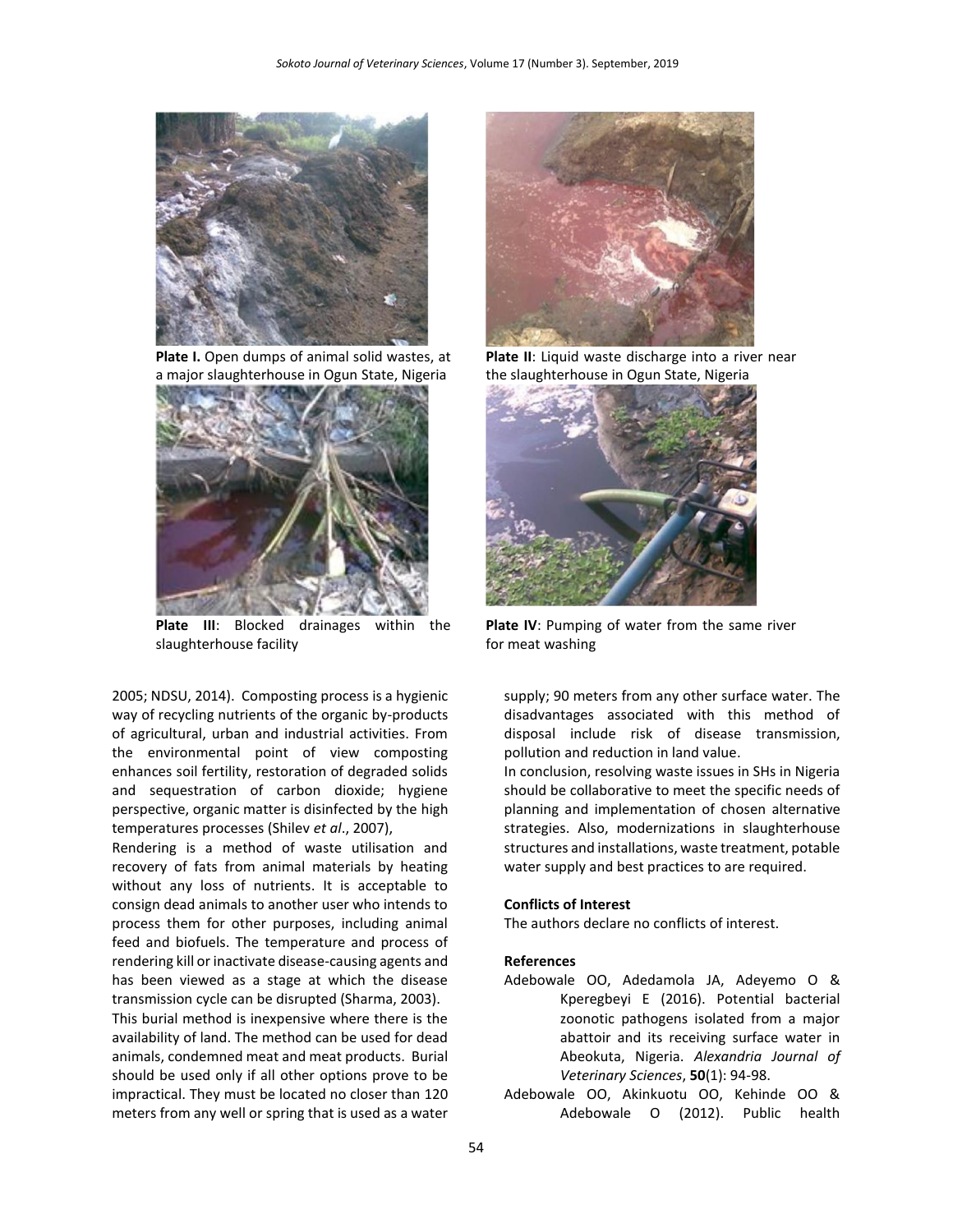**Plate I.** Open dumps of animal solid wastes, at a major slaughterhouse in Ogun State, Nigeria

**Plate II**: Liquid waste discharge into a river near the slaughterhouse in Ogun State, Nigeria

**Plate III**: Blocked drainages within the slaughterhouse facility

**Plate IV**: Pumping of water from the same river for meat washing

2005; NDSU, 2014). Composting process is a hygienic way of recycling nutrients of the organic by-products of agricultural, urban and industrial activities. From the environmental point of view composting enhances soil fertility, restoration of degraded solids and sequestration of carbon dioxide; hygiene perspective, organic matter is disinfected by the high temperatures processes (Shilev *et al*., 2007),

Rendering is a method of waste utilisation and recovery of fats from animal materials by heating without any loss of nutrients. It is acceptable to consign dead animals to another user who intends to process them for other purposes, including animal feed and biofuels. The temperature and process of rendering kill or inactivate disease-causing agents and has been viewed as a stage at which the disease transmission cycle can be disrupted (Sharma, 2003).

This burial method is inexpensive where there is the availability of land. The method can be used for dead animals, condemned meat and meat products. Burial should be used only if all other options prove to be impractical. They must be located no closer than 120 meters from any well or spring that is used as a water supply; 90 meters from any other surface water. The disadvantages associated with this method of disposal include risk of disease transmission, pollution and reduction in land value.

In conclusion, resolving waste issues in SHs in Nigeria should be collaborative to meet the specific needs of planning and implementation of chosen alternative strategies. Also, modernizations in slaughterhouse structures and installations, waste treatment, potable water supply and best practices to are required.

#### Conflicts of Interest

The authors declare no conflicts of interest.

#### References

Adebowale OO, Adedamola JA, Adeyemo O & Kperegbeyi E (2016). Potential bacterial zoonotic pathogens isolated from a major abattoir and its receiving surface water in Abeokuta, Nigeria. *Alexandria Journal of Veterinary Sciences*, **50**(1): 94-98.

Adebowale OO, Akinkuotu OO, Kehinde OO & Adebowale O (2012). Public health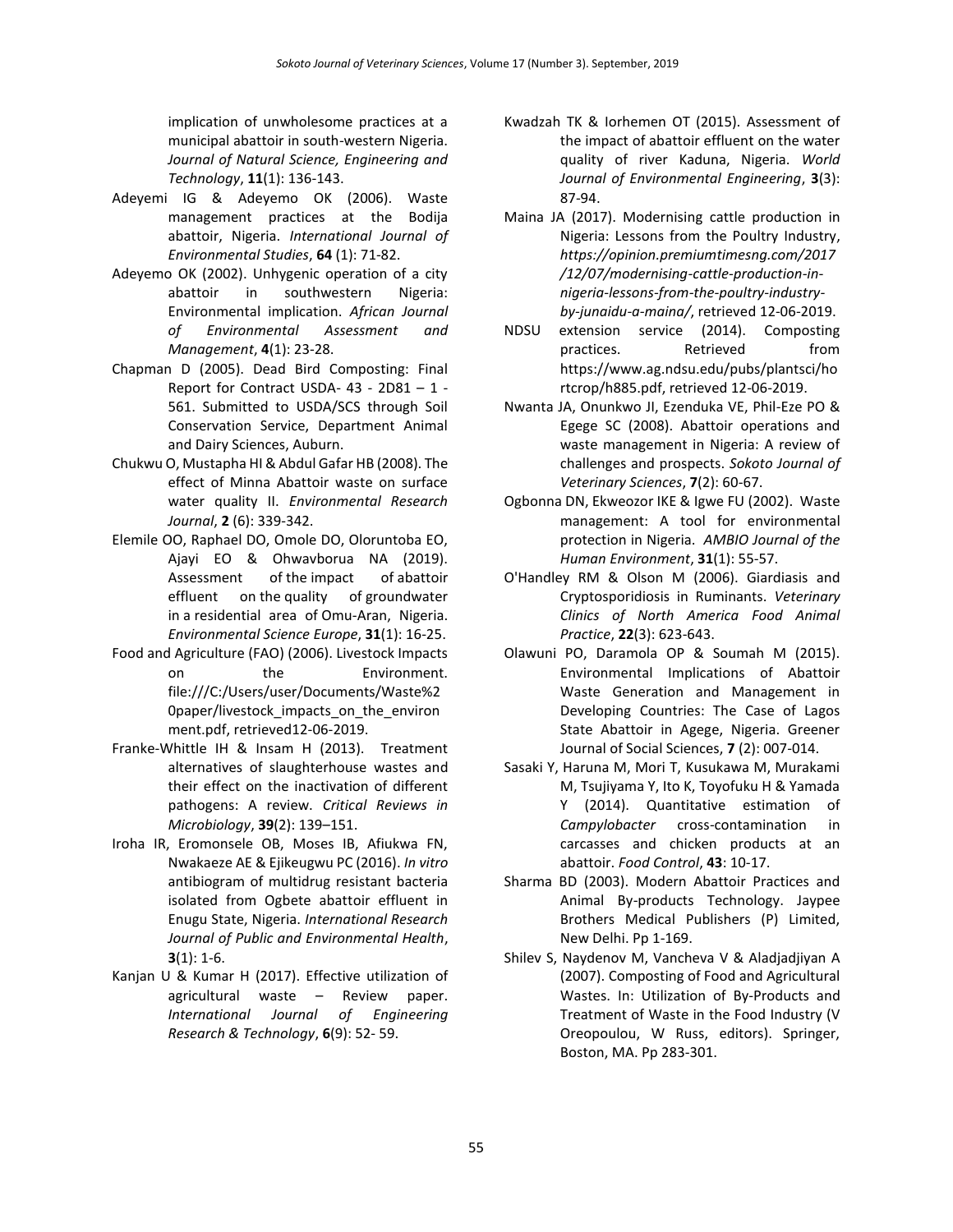implication of unwholesome practices at a municipal abattoir in south-western Nigeria. *Journal of Natural Science, Engineering and Technology*, **11**(1): 136-143.

Adeyemi IG & Adeyemo OK (2006). Waste management practices at the Bodija abattoir, Nigeria. *International Journal of Environmental Studies*, **64** (1): 71-82.

Adeyemo OK (2002). Unhygenic operation of a city abattoir in southwestern Nigeria: Environmental implication. *African Journal of Environmental Assessment and Management*, **4**(1): 23-28.

Chapman D (2005). Dead Bird Composting: Final Report for Contract USDA- 43 - 2D81 – 1 - 561. Submitted to USDA/SCS through Soil Conservation Service, Department Animal and Dairy Sciences, Auburn.

Chukwu O, Mustapha HI & Abdul Gafar HB (2008). The effect of Minna Abattoir waste on surface water quality II. *Environmental Research Journal*, **2** (6): 339-342.

Elemile OO, Raphael DO, Omole DO, Oloruntoba EO, Ajayi EO & Ohwavborua NA (2019). Assessment of the impact of abattoir effluent on the quality of groundwater in a residential area of Omu-Aran, Nigeria. *Environmental Science Europe*, **31**(1): 16-25.

Food and Agriculture (FAO) (2006). Livestock Impacts on the Environment. file:///C:/Users/user/Documents/Waste%20paper/livestock_impacts_on_the_environment.pdf, retrieved12-06-2019.

Franke-Whittle IH & Insam H (2013). Treatment alternatives of slaughterhouse wastes and their effect on the inactivation of different pathogens: A review. *Critical Reviews in Microbiology*, **39**(2): 139–151.

Iroha IR, Eromonsele OB, Moses IB, Afiukwa FN, Nwakaeze AE & Ejikeugwu PC (2016). *In vitro* antibiogram of multidrug resistant bacteria isolated from Ogbete abattoir effluent in Enugu State, Nigeria. *International Research Journal of Public and Environmental Health*, **3**(1): 1-6.

Kanjan U & Kumar H (2017). Effective utilization of agricultural waste – Review paper. *International Journal of Engineering Research & Technology*, **6**(9): 52- 59.

Kwadzah TK & Iorhemen OT (2015). Assessment of the impact of abattoir effluent on the water quality of river Kaduna, Nigeria. *World Journal of Environmental Engineering*, **3**(3): 87-94.

Maina JA (2017). Modernising cattle production in Nigeria: Lessons from the Poultry Industry, *https://opinion.premiumtimesng.com/2017/12/07/modernising-cattle-production-in-nigeria-lessons-from-the-poultry-industry-by-junaidu-a-maina/*, retrieved 12-06-2019.

NDSU extension service (2014). Composting practices. Retrieved from https://www.ag.ndsu.edu/pubs/plantsci/hortcrop/h885.pdf, retrieved 12-06-2019.

Nwanta JA, Onunkwo JI, Ezenduka VE, Phil-Eze PO & Egege SC (2008). Abattoir operations and waste management in Nigeria: A review of challenges and prospects. *Sokoto Journal of Veterinary Sciences*, **7**(2): 60-67.

Ogbonna DN, Ekweozor IKE & Igwe FU (2002). Waste management: A tool for environmental protection in Nigeria. *AMBIO Journal of the Human Environment*, **31**(1): 55-57.

O'Handley RM & Olson M (2006). Giardiasis and Cryptosporidiosis in Ruminants. *Veterinary Clinics of North America Food Animal Practice*, **22**(3): 623-643.

Olawuni PO, Daramola OP & Soumah M (2015). Environmental Implications of Abattoir Waste Generation and Management in Developing Countries: The Case of Lagos State Abattoir in Agege, Nigeria. Greener Journal of Social Sciences, **7** (2): 007-014.

Sasaki Y, Haruna M, Mori T, Kusukawa M, Murakami M, Tsujiyama Y, Ito K, Toyofuku H & Yamada Y (2014). Quantitative estimation of *Campylobacter* cross-contamination in carcasses and chicken products at an abattoir. *Food Control*, **43**: 10-17.

Sharma BD (2003). Modern Abattoir Practices and Animal By-products Technology. Jaypee Brothers Medical Publishers (P) Limited, New Delhi. Pp 1-169.

Shilev S, Naydenov M, Vancheva V & Aladjadjiyan A (2007). Composting of Food and Agricultural Wastes. In: Utilization of By-Products and Treatment of Waste in the Food Industry (V Oreopoulou, W Russ, editors). Springer, Boston, MA. Pp 283-301.